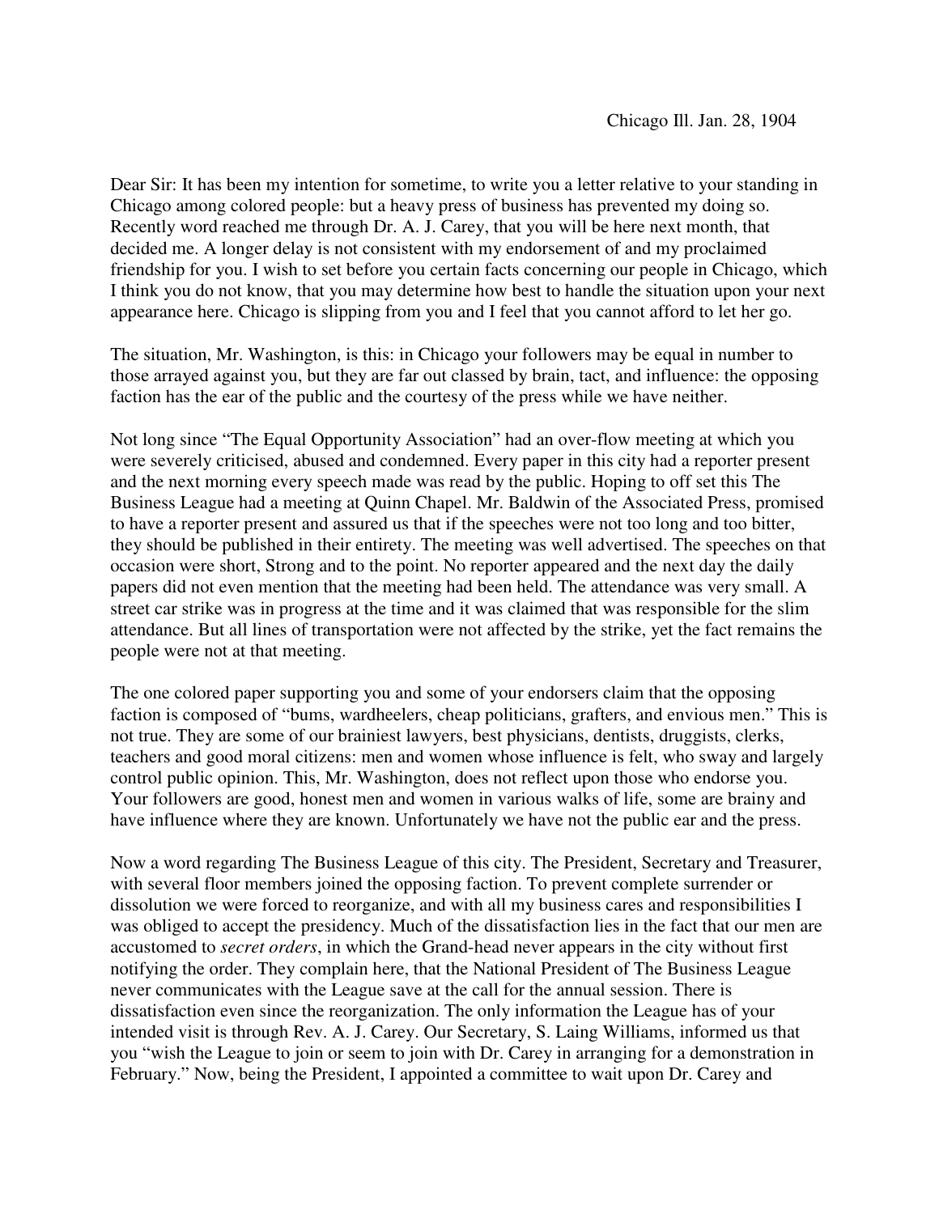Chicago Ill. Jan. 28, 1904

Dear Sir: It has been my intention for sometime, to write you a letter relative to your standing in Chicago among colored people: but a heavy press of business has prevented my doing so. Recently word reached me through Dr. A. J. Carey, that you will be here next month, that decided me. A longer delay is not consistent with my endorsement of and my proclaimed friendship for you. I wish to set before you certain facts concerning our people in Chicago, which I think you do not know, that you may determine how best to handle the situation upon your next appearance here. Chicago is slipping from you and I feel that you cannot afford to let her go.

The situation, Mr. Washington, is this: in Chicago your followers may be equal in number to those arrayed against you, but they are far out classed by brain, tact, and influence: the opposing faction has the ear of the public and the courtesy of the press while we have neither.

Not long since "The Equal Opportunity Association" had an over-flow meeting at which you were severely criticised, abused and condemned. Every paper in this city had a reporter present and the next morning every speech made was read by the public. Hoping to off set this The Business League had a meeting at Quinn Chapel. Mr. Baldwin of the Associated Press, promised to have a reporter present and assured us that if the speeches were not too long and too bitter, they should be published in their entirety. The meeting was well advertised. The speeches on that occasion were short, Strong and to the point. No reporter appeared and the next day the daily papers did not even mention that the meeting had been held. The attendance was very small. A street car strike was in progress at the time and it was claimed that was responsible for the slim attendance. But all lines of transportation were not affected by the strike, yet the fact remains the people were not at that meeting.

The one colored paper supporting you and some of your endorsers claim that the opposing faction is composed of "bums, wardheelers, cheap politicians, grafters, and envious men." This is not true. They are some of our brainiest lawyers, best physicians, dentists, druggists, clerks, teachers and good moral citizens: men and women whose influence is felt, who sway and largely control public opinion. This, Mr. Washington, does not reflect upon those who endorse you. Your followers are good, honest men and women in various walks of life, some are brainy and have influence where they are known. Unfortunately we have not the public ear and the press.

Now a word regarding The Business League of this city. The President, Secretary and Treasurer, with several floor members joined the opposing faction. To prevent complete surrender or dissolution we were forced to reorganize, and with all my business cares and responsibilities I was obliged to accept the presidency. Much of the dissatisfaction lies in the fact that our men are accustomed to *secret orders*, in which the Grand-head never appears in the city without first notifying the order. They complain here, that the National President of The Business League never communicates with the League save at the call for the annual session. There is dissatisfaction even since the reorganization. The only information the League has of your intended visit is through Rev. A. J. Carey. Our Secretary, S. Laing Williams, informed us that you "wish the League to join or seem to join with Dr. Carey in arranging for a demonstration in February." Now, being the President, I appointed a committee to wait upon Dr. Carey and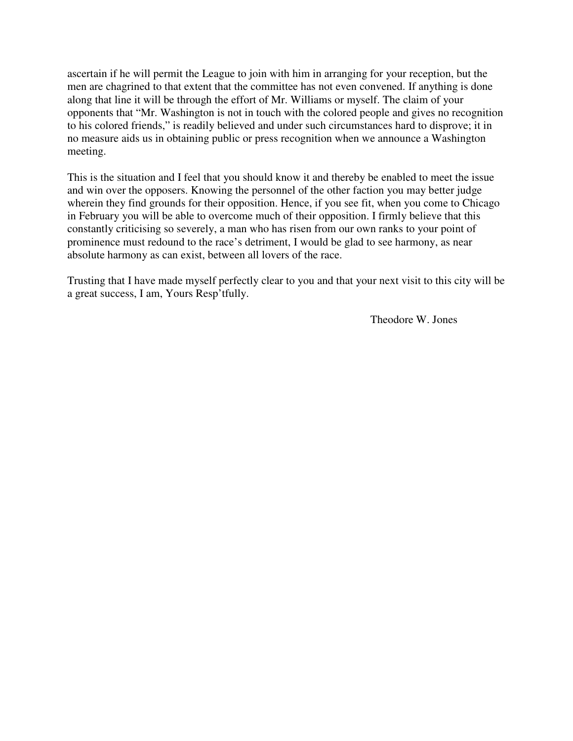ascertain if he will permit the League to join with him in arranging for your reception, but the men are chagrined to that extent that the committee has not even convened. If anything is done along that line it will be through the effort of Mr. Williams or myself. The claim of your opponents that "Mr. Washington is not in touch with the colored people and gives no recognition to his colored friends," is readily believed and under such circumstances hard to disprove; it in no measure aids us in obtaining public or press recognition when we announce a Washington meeting.

This is the situation and I feel that you should know it and thereby be enabled to meet the issue and win over the opposers. Knowing the personnel of the other faction you may better judge wherein they find grounds for their opposition. Hence, if you see fit, when you come to Chicago in February you will be able to overcome much of their opposition. I firmly believe that this constantly criticising so severely, a man who has risen from our own ranks to your point of prominence must redound to the race's detriment, I would be glad to see harmony, as near absolute harmony as can exist, between all lovers of the race.

Trusting that I have made myself perfectly clear to you and that your next visit to this city will be a great success, I am, Yours Resp'tfully.

Theodore W. Jones